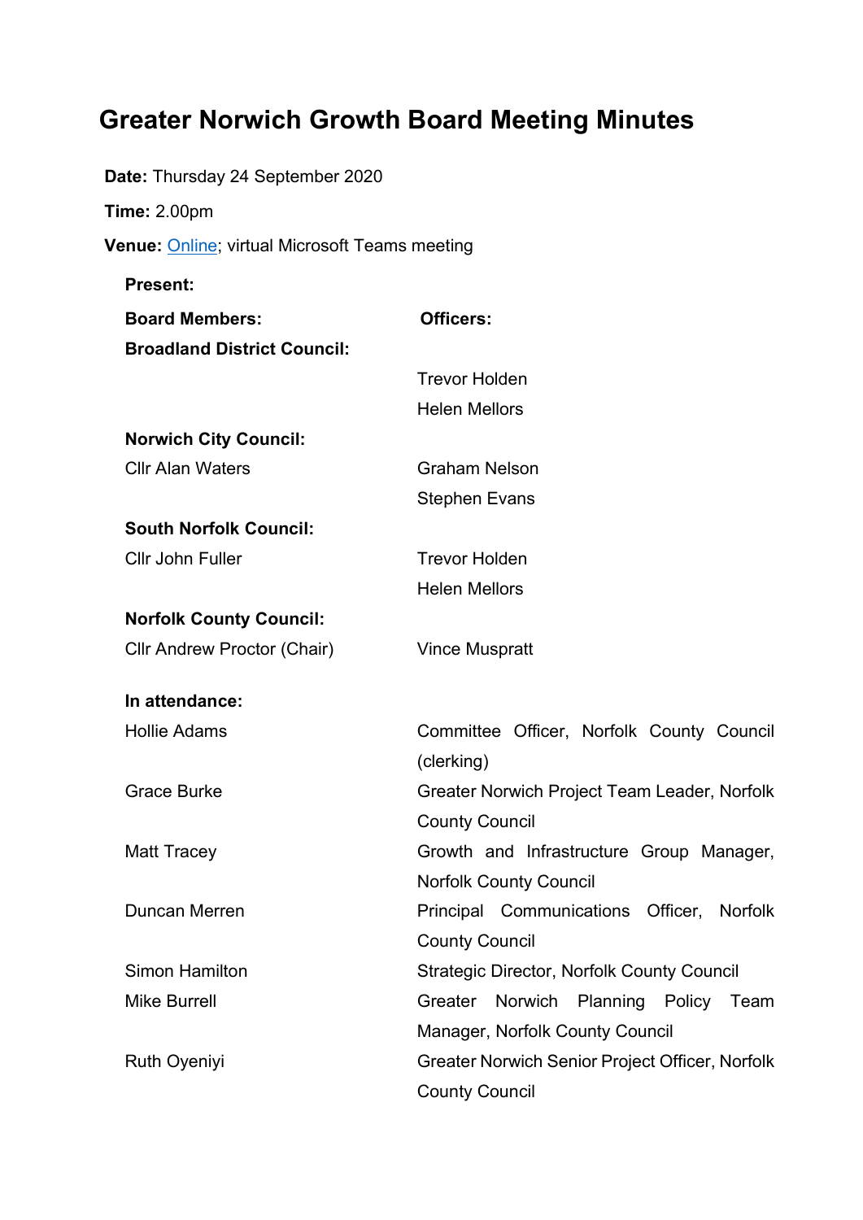# Greater Norwich Growth Board Meeting Minutes

**Date:** Thursday 24 September 2020

**Time:** 2.00pm

**Venue:** Online; virtual Microsoft Teams meeting

**Present:**

| **Board Members:** | **Officers:** |
| --- | --- |
| **Broadland District Council:** | |
| | Trevor Holden |
| | Helen Mellors |
| **Norwich City Council:** | |
| Cllr Alan Waters | Graham Nelson |
| | Stephen Evans |
| **South Norfolk Council:** | |
| Cllr John Fuller | Trevor Holden |
| | Helen Mellors |
| **Norfolk County Council:** | |
| Cllr Andrew Proctor (Chair) | Vince Muspratt |

**In attendance:**

| | |
| --- | --- |
| Hollie Adams | Committee Officer, Norfolk County Council (clerking) |
| Grace Burke | Greater Norwich Project Team Leader, Norfolk County Council |
| Matt Tracey | Growth and Infrastructure Group Manager, Norfolk County Council |
| Duncan Merren | Principal Communications Officer, Norfolk County Council |
| Simon Hamilton | Strategic Director, Norfolk County Council |
| Mike Burrell | Greater Norwich Planning Policy Team Manager, Norfolk County Council |
| Ruth Oyeniyi | Greater Norwich Senior Project Officer, Norfolk County Council |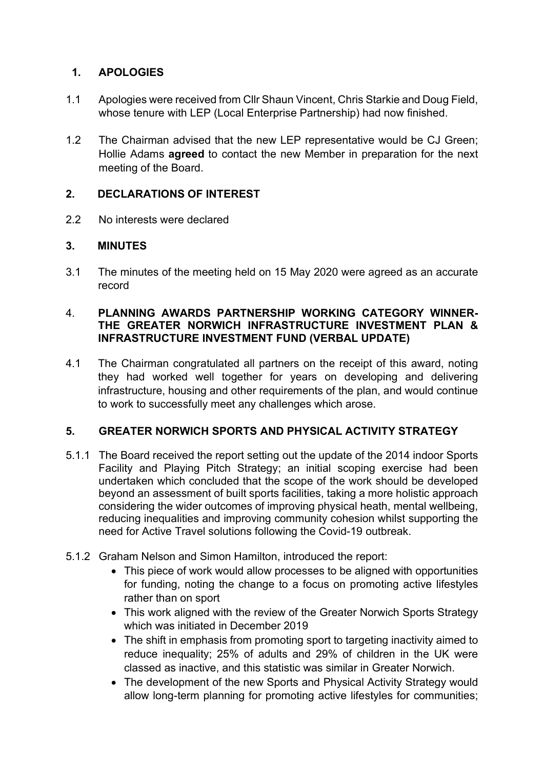## 1. APOLOGIES

1.1 Apologies were received from Cllr Shaun Vincent, Chris Starkie and Doug Field, whose tenure with LEP (Local Enterprise Partnership) had now finished.

1.2 The Chairman advised that the new LEP representative would be CJ Green; Hollie Adams **agreed** to contact the new Member in preparation for the next meeting of the Board.

## 2. DECLARATIONS OF INTEREST

2.2 No interests were declared

## 3. MINUTES

3.1 The minutes of the meeting held on 15 May 2020 were agreed as an accurate record

## 4. PLANNING AWARDS PARTNERSHIP WORKING CATEGORY WINNER- THE GREATER NORWICH INFRASTRUCTURE INVESTMENT PLAN & INFRASTRUCTURE INVESTMENT FUND (VERBAL UPDATE)

4.1 The Chairman congratulated all partners on the receipt of this award, noting they had worked well together for years on developing and delivering infrastructure, housing and other requirements of the plan, and would continue to work to successfully meet any challenges which arose.

## 5. GREATER NORWICH SPORTS AND PHYSICAL ACTIVITY STRATEGY

5.1.1 The Board received the report setting out the update of the 2014 indoor Sports Facility and Playing Pitch Strategy; an initial scoping exercise had been undertaken which concluded that the scope of the work should be developed beyond an assessment of built sports facilities, taking a more holistic approach considering the wider outcomes of improving physical heath, mental wellbeing, reducing inequalities and improving community cohesion whilst supporting the need for Active Travel solutions following the Covid-19 outbreak.

5.1.2 Graham Nelson and Simon Hamilton, introduced the report:

- This piece of work would allow processes to be aligned with opportunities for funding, noting the change to a focus on promoting active lifestyles rather than on sport
- This work aligned with the review of the Greater Norwich Sports Strategy which was initiated in December 2019
- The shift in emphasis from promoting sport to targeting inactivity aimed to reduce inequality; 25% of adults and 29% of children in the UK were classed as inactive, and this statistic was similar in Greater Norwich.
- The development of the new Sports and Physical Activity Strategy would allow long-term planning for promoting active lifestyles for communities;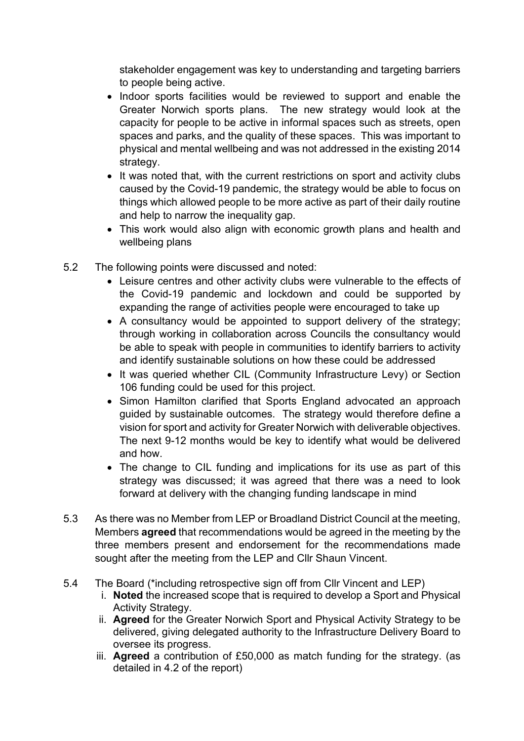stakeholder engagement was key to understanding and targeting barriers to people being active.

- Indoor sports facilities would be reviewed to support and enable the Greater Norwich sports plans. The new strategy would look at the capacity for people to be active in informal spaces such as streets, open spaces and parks, and the quality of these spaces. This was important to physical and mental wellbeing and was not addressed in the existing 2014 strategy.
- It was noted that, with the current restrictions on sport and activity clubs caused by the Covid-19 pandemic, the strategy would be able to focus on things which allowed people to be more active as part of their daily routine and help to narrow the inequality gap.
- This work would also align with economic growth plans and health and wellbeing plans

5.2 The following points were discussed and noted:

- Leisure centres and other activity clubs were vulnerable to the effects of the Covid-19 pandemic and lockdown and could be supported by expanding the range of activities people were encouraged to take up
- A consultancy would be appointed to support delivery of the strategy; through working in collaboration across Councils the consultancy would be able to speak with people in communities to identify barriers to activity and identify sustainable solutions on how these could be addressed
- It was queried whether CIL (Community Infrastructure Levy) or Section 106 funding could be used for this project.
- Simon Hamilton clarified that Sports England advocated an approach guided by sustainable outcomes. The strategy would therefore define a vision for sport and activity for Greater Norwich with deliverable objectives. The next 9-12 months would be key to identify what would be delivered and how.
- The change to CIL funding and implications for its use as part of this strategy was discussed; it was agreed that there was a need to look forward at delivery with the changing funding landscape in mind

5.3 As there was no Member from LEP or Broadland District Council at the meeting, Members **agreed** that recommendations would be agreed in the meeting by the three members present and endorsement for the recommendations made sought after the meeting from the LEP and Cllr Shaun Vincent.

5.4 The Board (*including retrospective sign off from Cllr Vincent and LEP)

i. **Noted** the increased scope that is required to develop a Sport and Physical Activity Strategy.
ii. **Agreed** for the Greater Norwich Sport and Physical Activity Strategy to be delivered, giving delegated authority to the Infrastructure Delivery Board to oversee its progress.
iii. **Agreed** a contribution of £50,000 as match funding for the strategy. (as detailed in 4.2 of the report)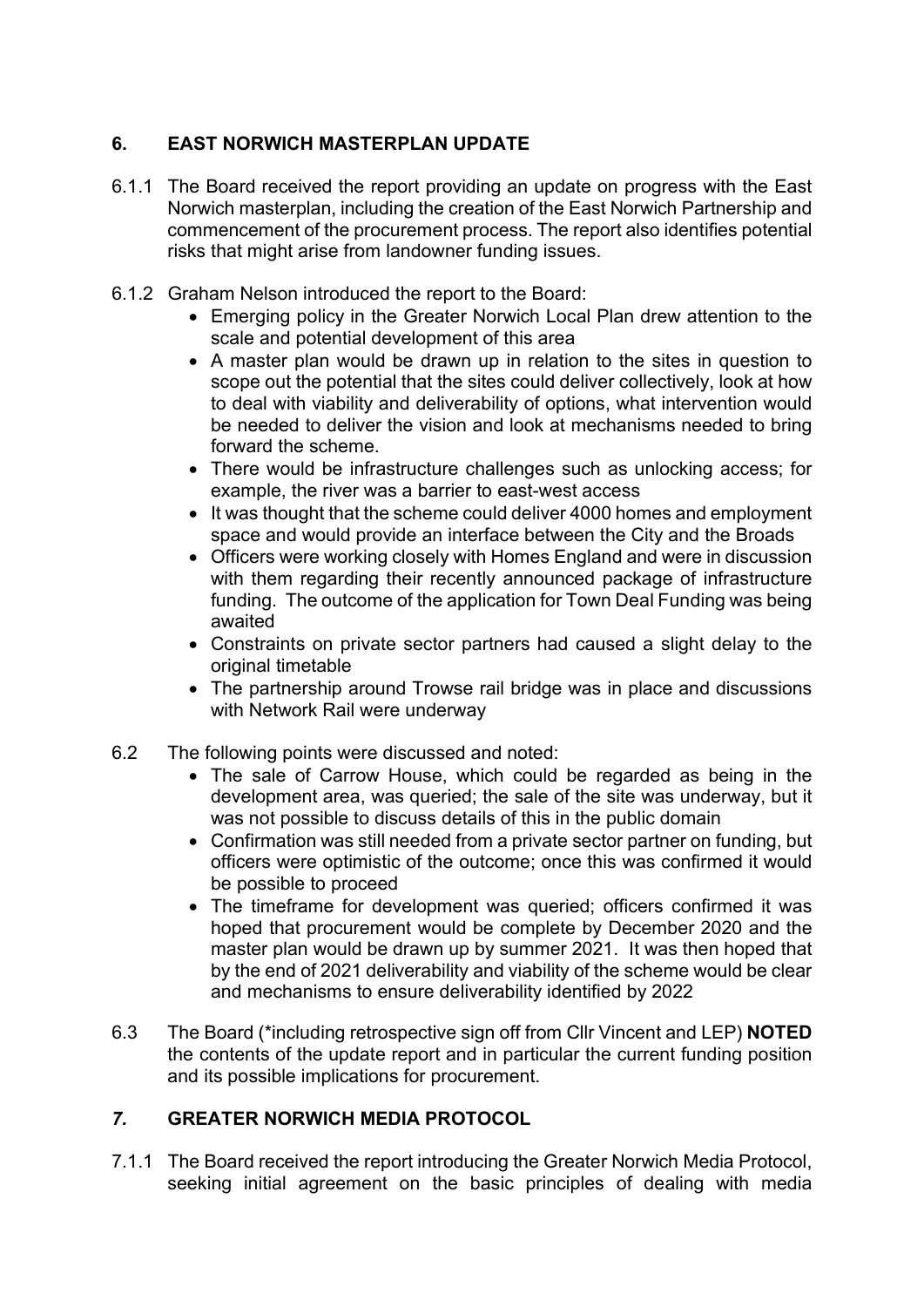## 6. EAST NORWICH MASTERPLAN UPDATE

6.1.1 The Board received the report providing an update on progress with the East Norwich masterplan, including the creation of the East Norwich Partnership and commencement of the procurement process. The report also identifies potential risks that might arise from landowner funding issues.

6.1.2 Graham Nelson introduced the report to the Board:

- Emerging policy in the Greater Norwich Local Plan drew attention to the scale and potential development of this area
- A master plan would be drawn up in relation to the sites in question to scope out the potential that the sites could deliver collectively, look at how to deal with viability and deliverability of options, what intervention would be needed to deliver the vision and look at mechanisms needed to bring forward the scheme.
- There would be infrastructure challenges such as unlocking access; for example, the river was a barrier to east-west access
- It was thought that the scheme could deliver 4000 homes and employment space and would provide an interface between the City and the Broads
- Officers were working closely with Homes England and were in discussion with them regarding their recently announced package of infrastructure funding. The outcome of the application for Town Deal Funding was being awaited
- Constraints on private sector partners had caused a slight delay to the original timetable
- The partnership around Trowse rail bridge was in place and discussions with Network Rail were underway

6.2 The following points were discussed and noted:

- The sale of Carrow House, which could be regarded as being in the development area, was queried; the sale of the site was underway, but it was not possible to discuss details of this in the public domain
- Confirmation was still needed from a private sector partner on funding, but officers were optimistic of the outcome; once this was confirmed it would be possible to proceed
- The timeframe for development was queried; officers confirmed it was hoped that procurement would be complete by December 2020 and the master plan would be drawn up by summer 2021. It was then hoped that by the end of 2021 deliverability and viability of the scheme would be clear and mechanisms to ensure deliverability identified by 2022

6.3 The Board (*including retrospective sign off from Cllr Vincent and LEP) **NOTED** the contents of the update report and in particular the current funding position and its possible implications for procurement.

## *7.* GREATER NORWICH MEDIA PROTOCOL

7.1.1 The Board received the report introducing the Greater Norwich Media Protocol, seeking initial agreement on the basic principles of dealing with media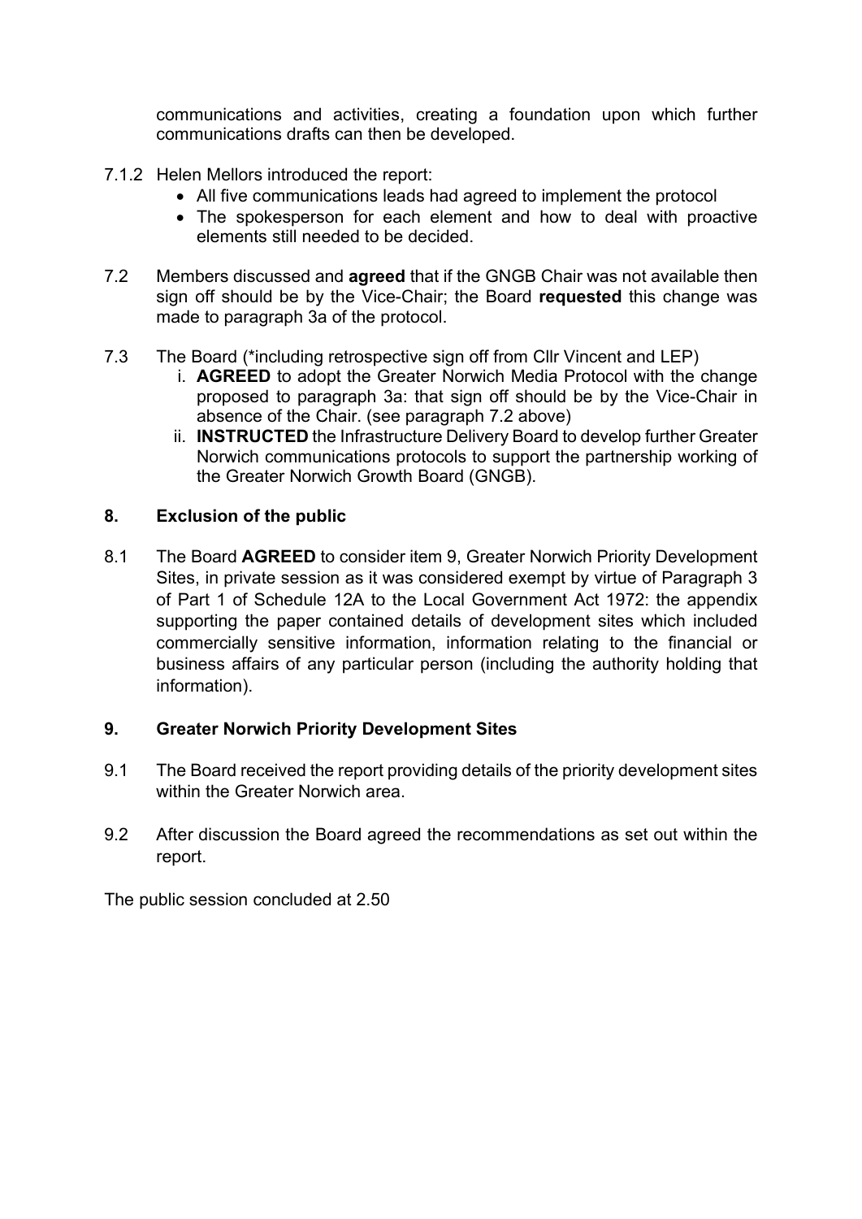communications and activities, creating a foundation upon which further communications drafts can then be developed.

7.1.2 Helen Mellors introduced the report:

- All five communications leads had agreed to implement the protocol
- The spokesperson for each element and how to deal with proactive elements still needed to be decided.

7.2 Members discussed and **agreed** that if the GNGB Chair was not available then sign off should be by the Vice-Chair; the Board **requested** this change was made to paragraph 3a of the protocol.

7.3 The Board (*including retrospective sign off from Cllr Vincent and LEP)

   i. **AGREED** to adopt the Greater Norwich Media Protocol with the change proposed to paragraph 3a: that sign off should be by the Vice-Chair in absence of the Chair. (see paragraph 7.2 above)

   ii. **INSTRUCTED** the Infrastructure Delivery Board to develop further Greater Norwich communications protocols to support the partnership working of the Greater Norwich Growth Board (GNGB).

## 8. Exclusion of the public

8.1 The Board **AGREED** to consider item 9, Greater Norwich Priority Development Sites, in private session as it was considered exempt by virtue of Paragraph 3 of Part 1 of Schedule 12A to the Local Government Act 1972: the appendix supporting the paper contained details of development sites which included commercially sensitive information, information relating to the financial or business affairs of any particular person (including the authority holding that information).

## 9. Greater Norwich Priority Development Sites

9.1 The Board received the report providing details of the priority development sites within the Greater Norwich area.

9.2 After discussion the Board agreed the recommendations as set out within the report.

The public session concluded at 2.50